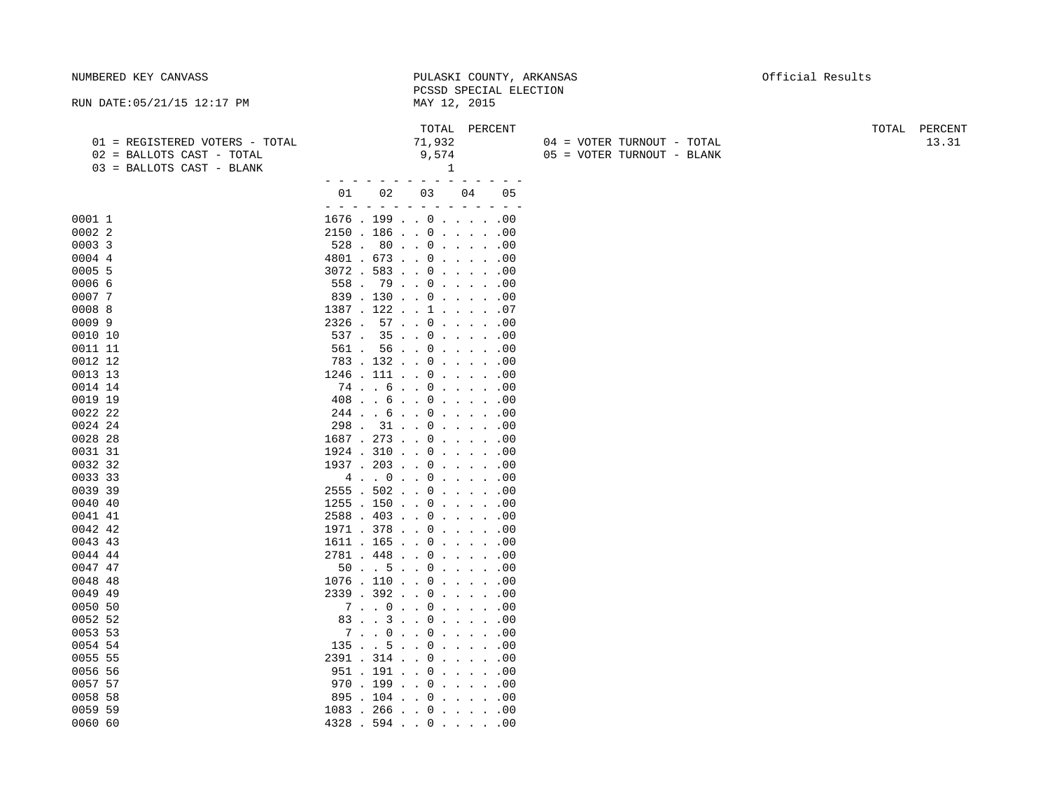NUMBERED KEY CANVASS

PULASKI COUNTY, ARKANSAS
PCSSD SPECIAL ELECTION
MAY 12, 2015

Official Results

RUN DATE:05/21/15 12:17 PM

| | TOTAL | PERCENT | | TOTAL | PERCENT |
|---|---|---|---|---|---|
| 01 = REGISTERED VOTERS - TOTAL | 71,932 | | 04 = VOTER TURNOUT - TOTAL | | 13.31 |
| 02 = BALLOTS CAST - TOTAL | 9,574 | | 05 = VOTER TURNOUT - BLANK | | |
| 03 = BALLOTS CAST - BLANK | 1 | | | | |

| | 01 | 02 | 03 | 04 | 05 |
|---|---|---|---|---|---|
| 0001 1 | 1676 | 199 | 0 | | .00 |
| 0002 2 | 2150 | 186 | 0 | | .00 |
| 0003 3 | 528 | 80 | 0 | | .00 |
| 0004 4 | 4801 | 673 | 0 | | .00 |
| 0005 5 | 3072 | 583 | 0 | | .00 |
| 0006 6 | 558 | 79 | 0 | | .00 |
| 0007 7 | 839 | 130 | 0 | | .00 |
| 0008 8 | 1387 | 122 | 1 | | .07 |
| 0009 9 | 2326 | 57 | 0 | | .00 |
| 0010 10 | 537 | 35 | 0 | | .00 |
| 0011 11 | 561 | 56 | 0 | | .00 |
| 0012 12 | 783 | 132 | 0 | | .00 |
| 0013 13 | 1246 | 111 | 0 | | .00 |
| 0014 14 | 74 | 6 | 0 | | .00 |
| 0019 19 | 408 | 6 | 0 | | .00 |
| 0022 22 | 244 | 6 | 0 | | .00 |
| 0024 24 | 298 | 31 | 0 | | .00 |
| 0028 28 | 1687 | 273 | 0 | | .00 |
| 0031 31 | 1924 | 310 | 0 | | .00 |
| 0032 32 | 1937 | 203 | 0 | | .00 |
| 0033 33 | 4 | 0 | 0 | | .00 |
| 0039 39 | 2555 | 502 | 0 | | .00 |
| 0040 40 | 1255 | 150 | 0 | | .00 |
| 0041 41 | 2588 | 403 | 0 | | .00 |
| 0042 42 | 1971 | 378 | 0 | | .00 |
| 0043 43 | 1611 | 165 | 0 | | .00 |
| 0044 44 | 2781 | 448 | 0 | | .00 |
| 0047 47 | 50 | 5 | 0 | | .00 |
| 0048 48 | 1076 | 110 | 0 | | .00 |
| 0049 49 | 2339 | 392 | 0 | | .00 |
| 0050 50 | 7 | 0 | 0 | | .00 |
| 0052 52 | 83 | 3 | 0 | | .00 |
| 0053 53 | 7 | 0 | 0 | | .00 |
| 0054 54 | 135 | 5 | 0 | | .00 |
| 0055 55 | 2391 | 314 | 0 | | .00 |
| 0056 56 | 951 | 191 | 0 | | .00 |
| 0057 57 | 970 | 199 | 0 | | .00 |
| 0058 58 | 895 | 104 | 0 | | .00 |
| 0059 59 | 1083 | 266 | 0 | | .00 |
| 0060 60 | 4328 | 594 | 0 | | .00 |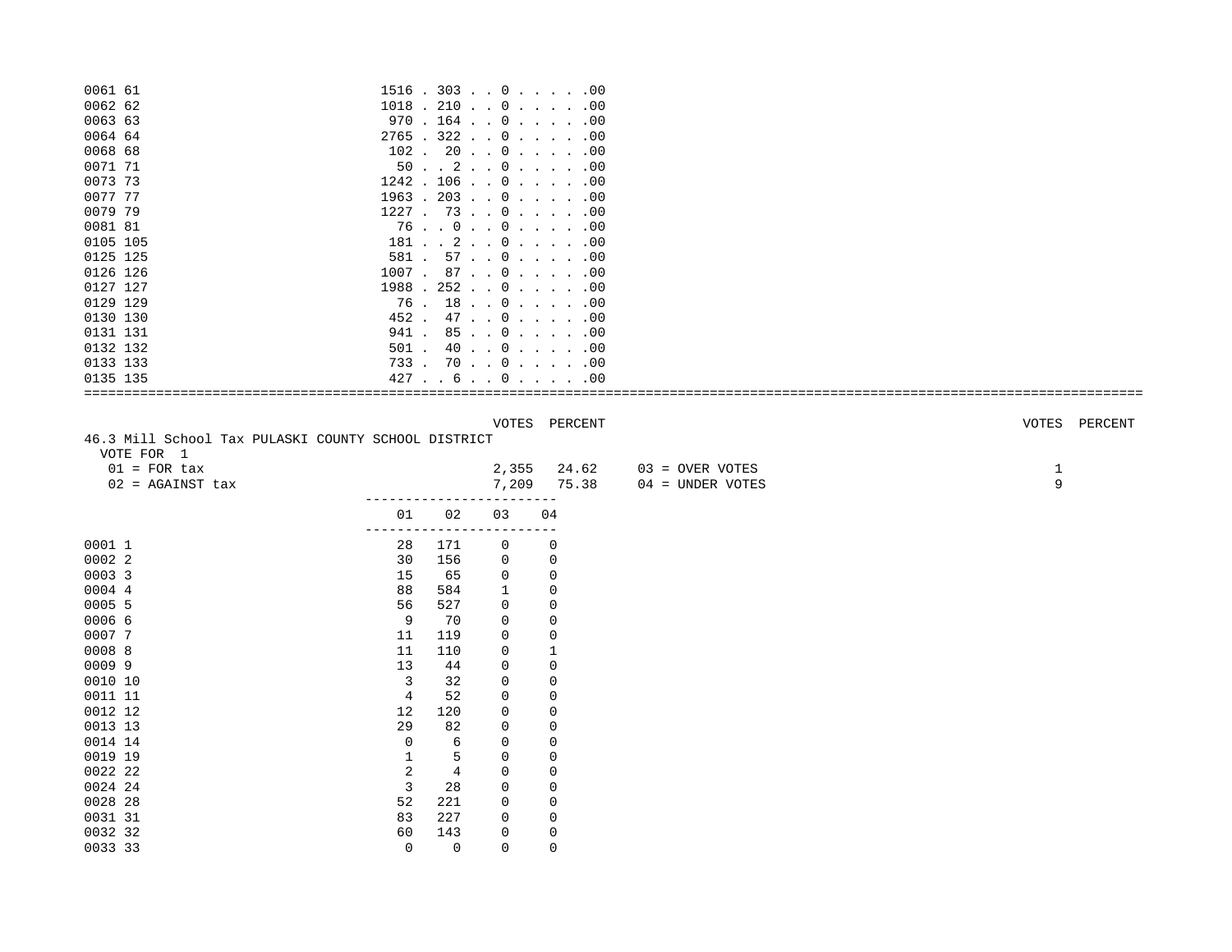| Precinct | | | | |
|---|---|---|---|---|
| 0061 61 | 1516 | 303 | 0 | .00 |
| 0062 62 | 1018 | 210 | 0 | .00 |
| 0063 63 | 970 | 164 | 0 | .00 |
| 0064 64 | 2765 | 322 | 0 | .00 |
| 0068 68 | 102 | 20 | 0 | .00 |
| 0071 71 | 50 | 2 | 0 | .00 |
| 0073 73 | 1242 | 106 | 0 | .00 |
| 0077 77 | 1963 | 203 | 0 | .00 |
| 0079 79 | 1227 | 73 | 0 | .00 |
| 0081 81 | 76 | 0 | 0 | .00 |
| 0105 105 | 181 | 2 | 0 | .00 |
| 0125 125 | 581 | 57 | 0 | .00 |
| 0126 126 | 1007 | 87 | 0 | .00 |
| 0127 127 | 1988 | 252 | 0 | .00 |
| 0129 129 | 76 | 18 | 0 | .00 |
| 0130 130 | 452 | 47 | 0 | .00 |
| 0131 131 | 941 | 85 | 0 | .00 |
| 0132 132 | 501 | 40 | 0 | .00 |
| 0133 133 | 733 | 70 | 0 | .00 |
| 0135 135 | 427 | 6 | 0 | .00 |

46.3 Mill School Tax PULASKI COUNTY SCHOOL DISTRICT
VOTE FOR 1

| | VOTES | PERCENT | | VOTES | PERCENT |
|---|---|---|---|---|---|
| 01 = FOR tax | 2,355 | 24.62 | 03 = OVER VOTES | 1 | |
| 02 = AGAINST tax | 7,209 | 75.38 | 04 = UNDER VOTES | 9 | |

| Precinct | 01 | 02 | 03 | 04 |
|---|---|---|---|---|
| 0001 1 | 28 | 171 | 0 | 0 |
| 0002 2 | 30 | 156 | 0 | 0 |
| 0003 3 | 15 | 65 | 0 | 0 |
| 0004 4 | 88 | 584 | 1 | 0 |
| 0005 5 | 56 | 527 | 0 | 0 |
| 0006 6 | 9 | 70 | 0 | 0 |
| 0007 7 | 11 | 119 | 0 | 0 |
| 0008 8 | 11 | 110 | 0 | 1 |
| 0009 9 | 13 | 44 | 0 | 0 |
| 0010 10 | 3 | 32 | 0 | 0 |
| 0011 11 | 4 | 52 | 0 | 0 |
| 0012 12 | 12 | 120 | 0 | 0 |
| 0013 13 | 29 | 82 | 0 | 0 |
| 0014 14 | 0 | 6 | 0 | 0 |
| 0019 19 | 1 | 5 | 0 | 0 |
| 0022 22 | 2 | 4 | 0 | 0 |
| 0024 24 | 3 | 28 | 0 | 0 |
| 0028 28 | 52 | 221 | 0 | 0 |
| 0031 31 | 83 | 227 | 0 | 0 |
| 0032 32 | 60 | 143 | 0 | 0 |
| 0033 33 | 0 | 0 | 0 | 0 |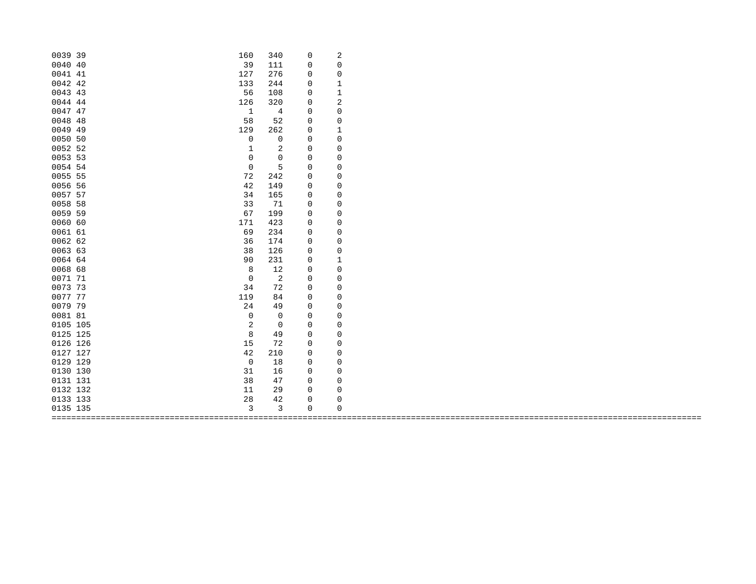| | | | | | |
|---|---|---|---|---|---|
| 0039 | 39 | 160 | 340 | 0 | 2 |
| 0040 | 40 | 39 | 111 | 0 | 0 |
| 0041 | 41 | 127 | 276 | 0 | 0 |
| 0042 | 42 | 133 | 244 | 0 | 1 |
| 0043 | 43 | 56 | 108 | 0 | 1 |
| 0044 | 44 | 126 | 320 | 0 | 2 |
| 0047 | 47 | 1 | 4 | 0 | 0 |
| 0048 | 48 | 58 | 52 | 0 | 0 |
| 0049 | 49 | 129 | 262 | 0 | 1 |
| 0050 | 50 | 0 | 0 | 0 | 0 |
| 0052 | 52 | 1 | 2 | 0 | 0 |
| 0053 | 53 | 0 | 0 | 0 | 0 |
| 0054 | 54 | 0 | 5 | 0 | 0 |
| 0055 | 55 | 72 | 242 | 0 | 0 |
| 0056 | 56 | 42 | 149 | 0 | 0 |
| 0057 | 57 | 34 | 165 | 0 | 0 |
| 0058 | 58 | 33 | 71 | 0 | 0 |
| 0059 | 59 | 67 | 199 | 0 | 0 |
| 0060 | 60 | 171 | 423 | 0 | 0 |
| 0061 | 61 | 69 | 234 | 0 | 0 |
| 0062 | 62 | 36 | 174 | 0 | 0 |
| 0063 | 63 | 38 | 126 | 0 | 0 |
| 0064 | 64 | 90 | 231 | 0 | 1 |
| 0068 | 68 | 8 | 12 | 0 | 0 |
| 0071 | 71 | 0 | 2 | 0 | 0 |
| 0073 | 73 | 34 | 72 | 0 | 0 |
| 0077 | 77 | 119 | 84 | 0 | 0 |
| 0079 | 79 | 24 | 49 | 0 | 0 |
| 0081 | 81 | 0 | 0 | 0 | 0 |
| 0105 | 105 | 2 | 0 | 0 | 0 |
| 0125 | 125 | 8 | 49 | 0 | 0 |
| 0126 | 126 | 15 | 72 | 0 | 0 |
| 0127 | 127 | 42 | 210 | 0 | 0 |
| 0129 | 129 | 0 | 18 | 0 | 0 |
| 0130 | 130 | 31 | 16 | 0 | 0 |
| 0131 | 131 | 38 | 47 | 0 | 0 |
| 0132 | 132 | 11 | 29 | 0 | 0 |
| 0133 | 133 | 28 | 42 | 0 | 0 |
| 0135 | 135 | 3 | 3 | 0 | 0 |

==============================================================================================================================